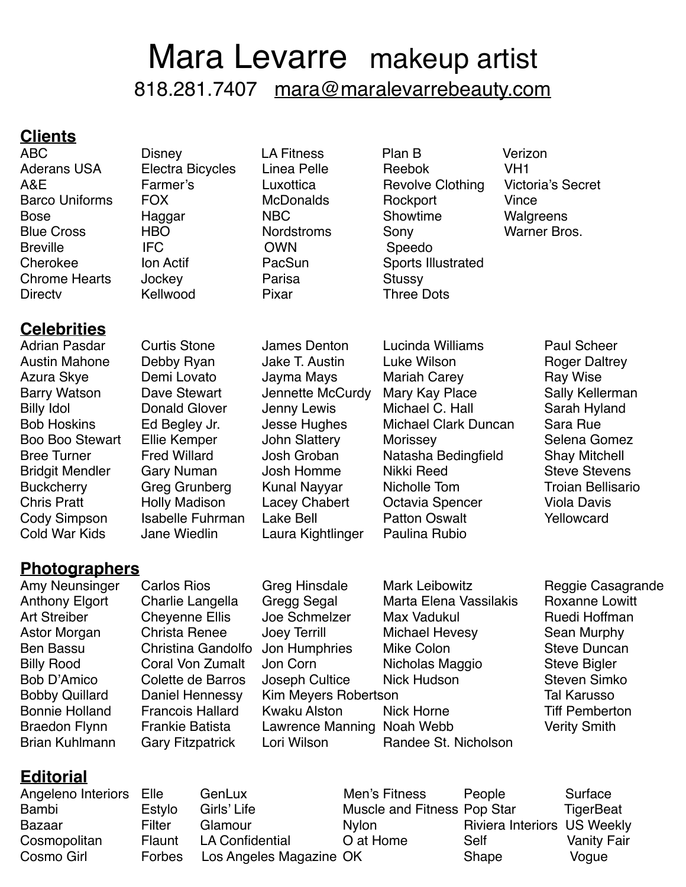# Mara Levarre makeup artist

818.281.7407 mara@maralevarrebeauty.com

## Clients

| | | | | |
|---|---|---|---|---|
| ABC | Disney | LA Fitness | Plan B | Verizon |
| Aderans USA | Electra Bicycles | Linea Pelle | Reebok | VH1 |
| A&E | Farmer's | Luxottica | Revolve Clothing | Victoria's Secret |
| Barco Uniforms | FOX | McDonalds | Rockport | Vince |
| Bose | Haggar | NBC | Showtime | Walgreens |
| Blue Cross | HBO | Nordstroms | Sony | Warner Bros. |
| Breville | IFC | OWN | Speedo | |
| Cherokee | Ion Actif | PacSun | Sports Illustrated | |
| Chrome Hearts | Jockey | Parisa | Stussy | |
| Directv | Kellwood | Pixar | Three Dots | |

## Celebrities

| | | | | |
|---|---|---|---|---|
| Adrian Pasdar | Curtis Stone | James Denton | Lucinda Williams | Paul Scheer |
| Austin Mahone | Debby Ryan | Jake T. Austin | Luke Wilson | Roger Daltrey |
| Azura Skye | Demi Lovato | Jayma Mays | Mariah Carey | Ray Wise |
| Barry Watson | Dave Stewart | Jennette McCurdy | Mary Kay Place | Sally Kellerman |
| Billy Idol | Donald Glover | Jenny Lewis | Michael C. Hall | Sarah Hyland |
| Bob Hoskins | Ed Begley Jr. | Jesse Hughes | Michael Clark Duncan | Sara Rue |
| Boo Boo Stewart | Ellie Kemper | John Slattery | Morissey | Selena Gomez |
| Bree Turner | Fred Willard | Josh Groban | Natasha Bedingfield | Shay Mitchell |
| Bridgit Mendler | Gary Numan | Josh Homme | Nikki Reed | Steve Stevens |
| Buckcherry | Greg Grunberg | Kunal Nayyar | Nicholle Tom | Troian Bellisario |
| Chris Pratt | Holly Madison | Lacey Chabert | Octavia Spencer | Viola Davis |
| Cody Simpson | Isabelle Fuhrman | Lake Bell | Patton Oswalt | Yellowcard |
| Cold War Kids | Jane Wiedlin | Laura Kightlinger | Paulina Rubio | |

## Photographers

| | | | | |
|---|---|---|---|---|
| Amy Neunsinger | Carlos Rios | Greg Hinsdale | Mark Leibowitz | Reggie Casagrande |
| Anthony Elgort | Charlie Langella | Gregg Segal | Marta Elena Vassilakis | Roxanne Lowitt |
| Art Streiber | Cheyenne Ellis | Joe Schmelzer | Max Vadukul | Ruedi Hoffman |
| Astor Morgan | Christa Renee | Joey Terrill | Michael Hevesy | Sean Murphy |
| Ben Bassu | Christina Gandolfo | Jon Humphries | Mike Colon | Steve Duncan |
| Billy Rood | Coral Von Zumalt | Jon Corn | Nicholas Maggio | Steve Bigler |
| Bob D'Amico | Colette de Barros | Joseph Cultice | Nick Hudson | Steven Simko |
| Bobby Quillard | Daniel Hennessy | Kim Meyers Robertson | | Tal Karusso |
| Bonnie Holland | Francois Hallard | Kwaku Alston | Nick Horne | Tiff Pemberton |
| Braedon Flynn | Frankie Batista | Lawrence Manning | Noah Webb | Verity Smith |
| Brian Kuhlmann | Gary Fitzpatrick | Lori Wilson | Randee St. Nicholson | |

## Editorial

| | | | | | |
|---|---|---|---|---|---|
| Angeleno Interiors | Elle | GenLux | Men's Fitness | People | Surface |
| Bambi | Estylo | Girls' Life | Muscle and Fitness | Pop Star | TigerBeat |
| Bazaar | Filter | Glamour | Nylon | Riviera Interiors | US Weekly |
| Cosmopolitan | Flaunt | LA Confidential | O at Home | Self | Vanity Fair |
| Cosmo Girl | Forbes | Los Angeles Magazine | OK | Shape | Vogue |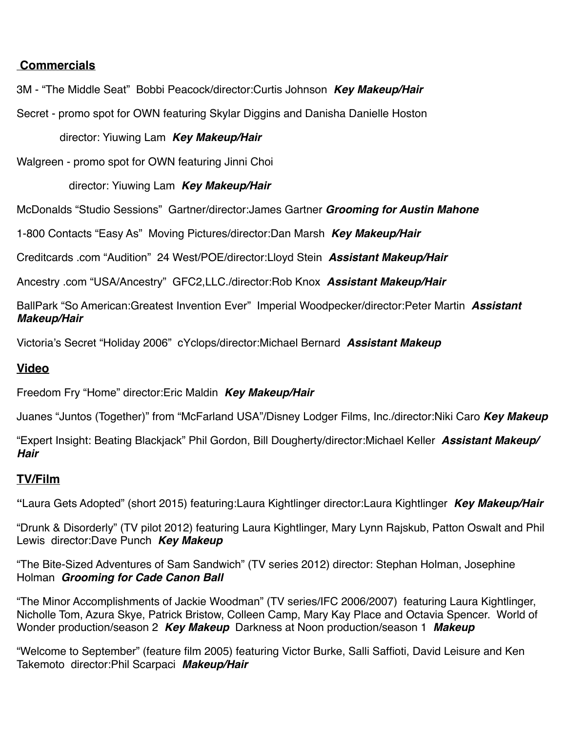## Commercials

3M - “The Middle Seat” Bobbi Peacock/director:Curtis Johnson ***Key Makeup/Hair***

Secret - promo spot for OWN featuring Skylar Diggins and Danisha Danielle Hoston

director: Yiuwing Lam ***Key Makeup/Hair***

Walgreen - promo spot for OWN featuring Jinni Choi

director: Yiuwing Lam ***Key Makeup/Hair***

McDonalds “Studio Sessions” Gartner/director:James Gartner ***Grooming for Austin Mahone***

1-800 Contacts “Easy As” Moving Pictures/director:Dan Marsh ***Key Makeup/Hair***

Creditcards .com “Audition” 24 West/POE/director:Lloyd Stein ***Assistant Makeup/Hair***

Ancestry .com “USA/Ancestry” GFC2,LLC./director:Rob Knox ***Assistant Makeup/Hair***

BallPark “So American:Greatest Invention Ever” Imperial Woodpecker/director:Peter Martin ***Assistant Makeup/Hair***

Victoria’s Secret “Holiday 2006” cYclops/director:Michael Bernard ***Assistant Makeup***

## Video

Freedom Fry “Home” director:Eric Maldin ***Key Makeup/Hair***

Juanes “Juntos (Together)” from “McFarland USA”/Disney Lodger Films, Inc./director:Niki Caro ***Key Makeup***

“Expert Insight: Beating Blackjack” Phil Gordon, Bill Dougherty/director:Michael Keller ***Assistant Makeup/Hair***

## TV/Film

**“**Laura Gets Adopted” (short 2015) featuring:Laura Kightlinger director:Laura Kightlinger ***Key Makeup/Hair***

“Drunk & Disorderly” (TV pilot 2012) featuring Laura Kightlinger, Mary Lynn Rajskub, Patton Oswalt and Phil Lewis director:Dave Punch ***Key Makeup***

“The Bite-Sized Adventures of Sam Sandwich” (TV series 2012) director: Stephan Holman, Josephine Holman ***Grooming for Cade Canon Ball***

“The Minor Accomplishments of Jackie Woodman” (TV series/IFC 2006/2007) featuring Laura Kightlinger, Nicholle Tom, Azura Skye, Patrick Bristow, Colleen Camp, Mary Kay Place and Octavia Spencer. World of Wonder production/season 2 ***Key Makeup*** Darkness at Noon production/season 1 ***Makeup***

“Welcome to September” (feature film 2005) featuring Victor Burke, Salli Saffioti, David Leisure and Ken Takemoto director:Phil Scarpaci ***Makeup/Hair***